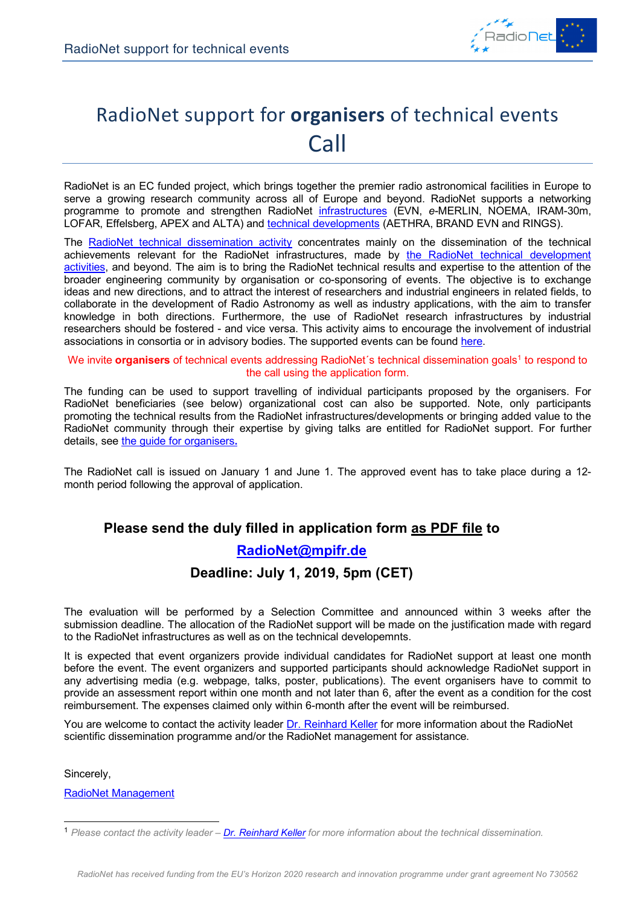# RadioNet support for **organisers** of technical events Call

RadioNet is an EC funded project, which brings together the premier radio astronomical facilities in Europe to serve a growing research community across all of Europe and beyond. RadioNet supports a networking programme to promote and strengthen RadioNet infrastructures (EVN, *e*-MERLIN, NOEMA, IRAM-30m, LOFAR, Effelsberg, APEX and ALTA) and technical developments (AETHRA, BRAND EVN and RINGS).

The RadioNet technical dissemination activity concentrates mainly on the dissemination of the technical achievements relevant for the RadioNet infrastructures, made by the RadioNet technical development activities, and beyond. The aim is to bring the RadioNet technical results and expertise to the attention of the broader engineering community by organisation or co-sponsoring of events. The objective is to exchange ideas and new directions, and to attract the interest of researchers and industrial engineers in related fields, to collaborate in the development of Radio Astronomy as well as industry applications, with the aim to transfer knowledge in both directions. Furthermore, the use of RadioNet research infrastructures by industrial researchers should be fostered - and vice versa. This activity aims to encourage the involvement of industrial associations in consortia or in advisory bodies. The supported events can be found here.

We invite **organisers** of technical events addressing RadioNet´s technical dissemination goals[1] to respond to the call using the application form.

The funding can be used to support travelling of individual participants proposed by the organisers. For RadioNet beneficiaries (see below) organizational cost can also be supported. Note, only participants promoting the technical results from the RadioNet infrastructures/developments or bringing added value to the RadioNet community through their expertise by giving talks are entitled for RadioNet support. For further details, see the guide for organisers.

The RadioNet call is issued on January 1 and June 1. The approved event has to take place during a 12-month period following the approval of application.

**Please send the duly filled in application form as PDF file to**

**RadioNet@mpifr.de**

**Deadline: July 1, 2019, 5pm (CET)**

The evaluation will be performed by a Selection Committee and announced within 3 weeks after the submission deadline. The allocation of the RadioNet support will be made on the justification made with regard to the RadioNet infrastructures as well as on the technical developepmnts.

It is expected that event organizers provide individual candidates for RadioNet support at least one month before the event. The event organizers and supported participants should acknowledge RadioNet support in any advertising media (e.g. webpage, talks, poster, publications). The event organisers have to commit to provide an assessment report within one month and not later than 6, after the event as a condition for the cost reimbursement. The expenses claimed only within 6-month after the event will be reimbursed.

You are welcome to contact the activity leader Dr. Reinhard Keller for more information about the RadioNet scientific dissemination programme and/or the RadioNet management for assistance.

Sincerely,

RadioNet Management

---

[1] *Please contact the activity leader – Dr. Reinhard Keller for more information about the technical dissemination.*

*RadioNet has received funding from the EU's Horizon 2020 research and innovation programme under grant agreement No 730562*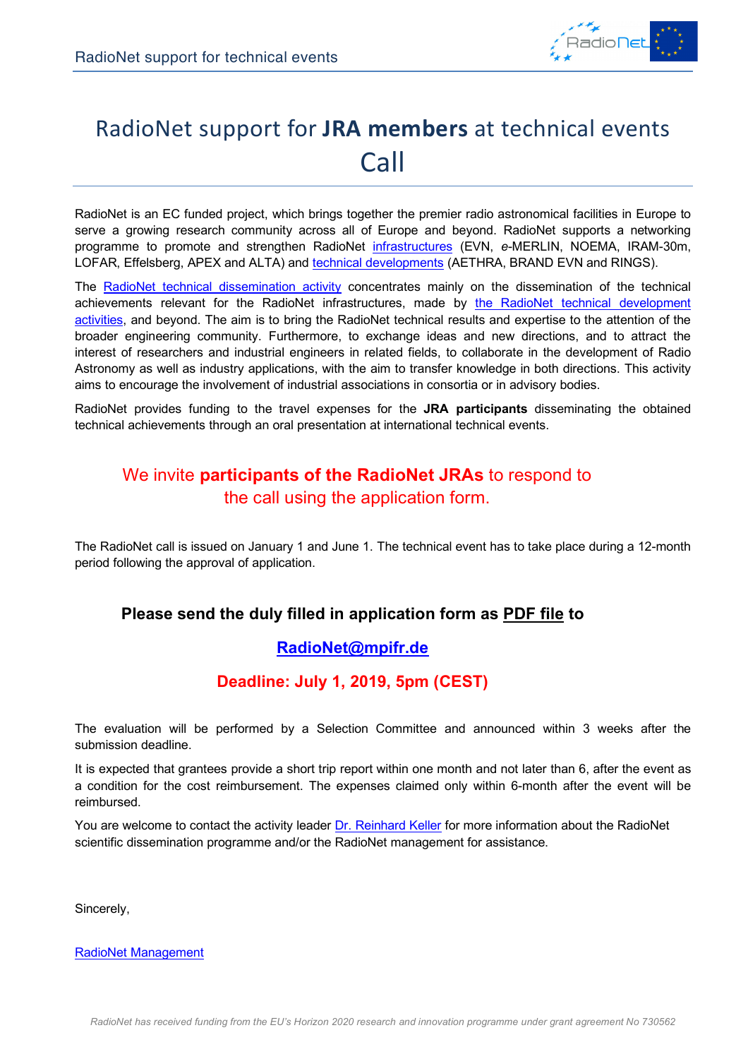# RadioNet support for **JRA members** at technical events Call

RadioNet is an EC funded project, which brings together the premier radio astronomical facilities in Europe to serve a growing research community across all of Europe and beyond. RadioNet supports a networking programme to promote and strengthen RadioNet infrastructures (EVN, *e*-MERLIN, NOEMA, IRAM-30m, LOFAR, Effelsberg, APEX and ALTA) and technical developments (AETHRA, BRAND EVN and RINGS).

The RadioNet technical dissemination activity concentrates mainly on the dissemination of the technical achievements relevant for the RadioNet infrastructures, made by the RadioNet technical development activities, and beyond. The aim is to bring the RadioNet technical results and expertise to the attention of the broader engineering community. Furthermore, to exchange ideas and new directions, and to attract the interest of researchers and industrial engineers in related fields, to collaborate in the development of Radio Astronomy as well as industry applications, with the aim to transfer knowledge in both directions. This activity aims to encourage the involvement of industrial associations in consortia or in advisory bodies.

RadioNet provides funding to the travel expenses for the **JRA participants** disseminating the obtained technical achievements through an oral presentation at international technical events.

We invite **participants of the RadioNet JRAs** to respond to the call using the application form.

The RadioNet call is issued on January 1 and June 1. The technical event has to take place during a 12-month period following the approval of application.

**Please send the duly filled in application form as PDF file to**

**RadioNet@mpifr.de**

**Deadline: July 1, 2019, 5pm (CEST)**

The evaluation will be performed by a Selection Committee and announced within 3 weeks after the submission deadline.

It is expected that grantees provide a short trip report within one month and not later than 6, after the event as a condition for the cost reimbursement. The expenses claimed only within 6-month after the event will be reimbursed.

You are welcome to contact the activity leader Dr. Reinhard Keller for more information about the RadioNet scientific dissemination programme and/or the RadioNet management for assistance.

Sincerely,

RadioNet Management

*RadioNet has received funding from the EU's Horizon 2020 research and innovation programme under grant agreement No 730562*